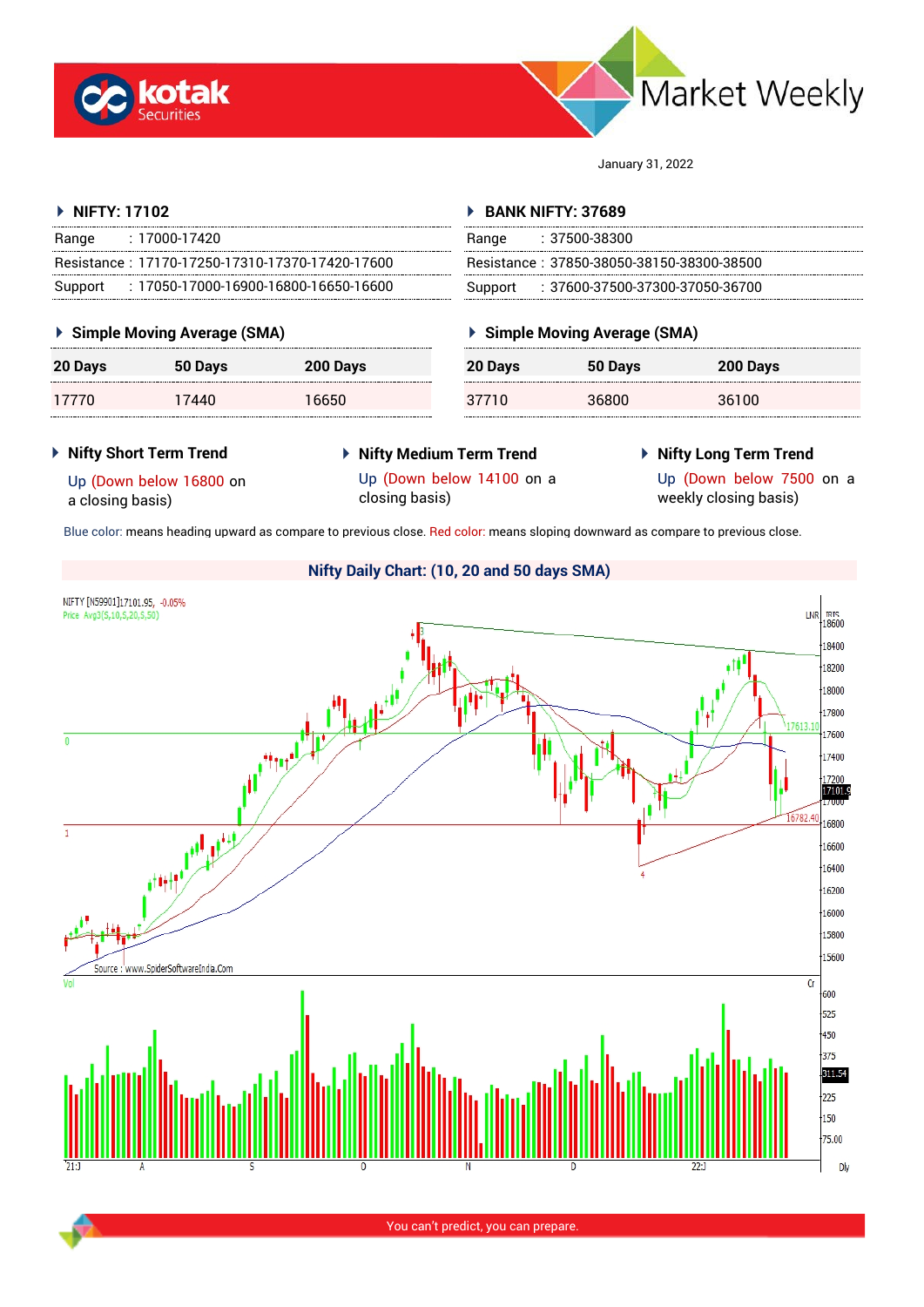# Market Weekly

January 31, 2022

## NIFTY: 17102

| | |
|---|---|
| Range | : 17000-17420 |
| Resistance | : 17170-17250-17310-17370-17420-17600 |
| Support | : 17050-17000-16900-16800-16650-16600 |

## BANK NIFTY: 37689

| | |
|---|---|
| Range | : 37500-38300 |
| Resistance | : 37850-38050-38150-38300-38500 |
| Support | : 37600-37500-37300-37050-36700 |

### Simple Moving Average (SMA) – NIFTY

| 20 Days | 50 Days | 200 Days |
|---|---|---|
| 17770 | 17440 | 16650 |

### Simple Moving Average (SMA) – BANK NIFTY

| 20 Days | 50 Days | 200 Days |
|---|---|---|
| 37710 | 36800 | 36100 |

### Nifty Short Term Trend

Up (Down below 16800 on a closing basis)

### Nifty Medium Term Trend

Up (Down below 14100 on a closing basis)

### Nifty Long Term Trend

Up (Down below 7500 on a weekly closing basis)

Blue color: means heading upward as compare to previous close. Red color: means sloping downward as compare to previous close.

## Nifty Daily Chart: (10, 20 and 50 days SMA)

You can't predict, you can prepare.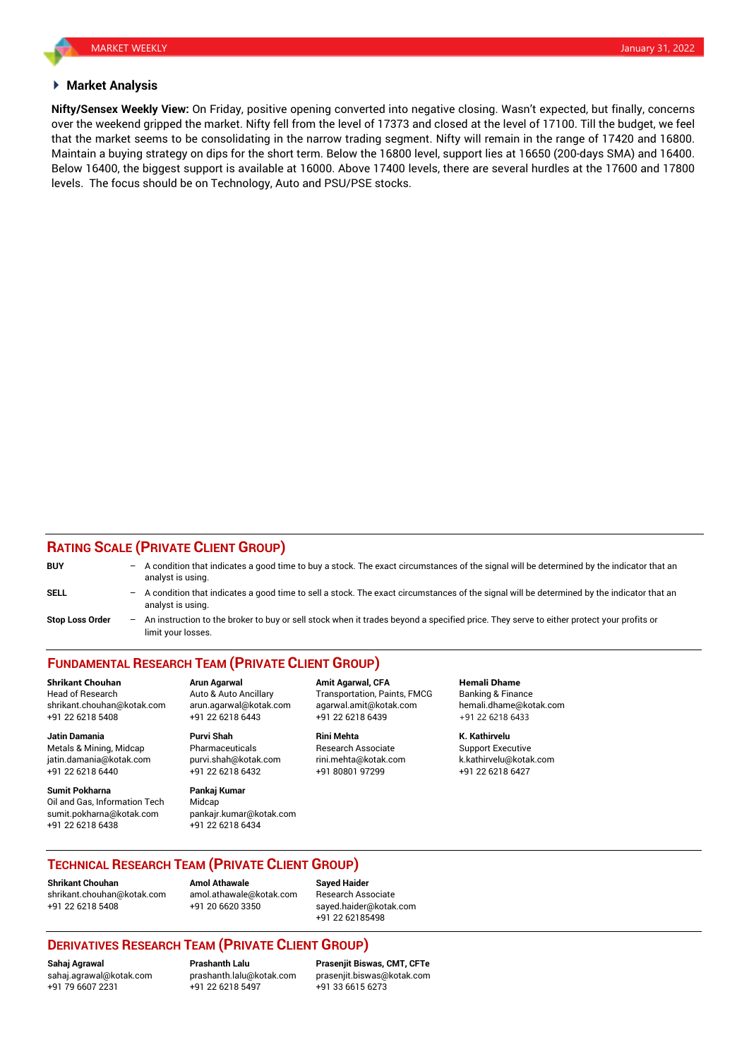## Market Analysis

**Nifty/Sensex Weekly View:** On Friday, positive opening converted into negative closing. Wasn't expected, but finally, concerns over the weekend gripped the market. Nifty fell from the level of 17373 and closed at the level of 17100. Till the budget, we feel that the market seems to be consolidating in the narrow trading segment. Nifty will remain in the range of 17420 and 16800. Maintain a buying strategy on dips for the short term. Below the 16800 level, support lies at 16650 (200-days SMA) and 16400. Below 16400, the biggest support is available at 16000. Above 17400 levels, there are several hurdles at the 17600 and 17800 levels. The focus should be on Technology, Auto and PSU/PSE stocks.

## RATING SCALE (PRIVATE CLIENT GROUP)

**BUY** – A condition that indicates a good time to buy a stock. The exact circumstances of the signal will be determined by the indicator that an analyst is using.

**SELL** – A condition that indicates a good time to sell a stock. The exact circumstances of the signal will be determined by the indicator that an analyst is using.

**Stop Loss Order** – An instruction to the broker to buy or sell stock when it trades beyond a specified price. They serve to either protect your profits or limit your losses.

## FUNDAMENTAL RESEARCH TEAM (PRIVATE CLIENT GROUP)

**Shrikant Chouhan**
Head of Research
shrikant.chouhan@kotak.com
+91 22 6218 5408

**Arun Agarwal**
Auto & Auto Ancillary
arun.agarwal@kotak.com
+91 22 6218 6443

**Amit Agarwal, CFA**
Transportation, Paints, FMCG
agarwal.amit@kotak.com
+91 22 6218 6439

**Hemali Dhame**
Banking & Finance
hemali.dhame@kotak.com
+91 22 6218 6433

**Jatin Damania**
Metals & Mining, Midcap
jatin.damania@kotak.com
+91 22 6218 6440

**Purvi Shah**
Pharmaceuticals
purvi.shah@kotak.com
+91 22 6218 6432

**Rini Mehta**
Research Associate
rini.mehta@kotak.com
+91 80801 97299

**K. Kathirvelu**
Support Executive
k.kathirvelu@kotak.com
+91 22 6218 6427

**Sumit Pokharna**
Oil and Gas, Information Tech
sumit.pokharna@kotak.com
+91 22 6218 6438

**Pankaj Kumar**
Midcap
pankajr.kumar@kotak.com
+91 22 6218 6434

## TECHNICAL RESEARCH TEAM (PRIVATE CLIENT GROUP)

**Shrikant Chouhan**
shrikant.chouhan@kotak.com
+91 22 6218 5408

**Amol Athawale**
amol.athawale@kotak.com
+91 20 6620 3350

**Sayed Haider**
Research Associate
sayed.haider@kotak.com
+91 22 62185498

## DERIVATIVES RESEARCH TEAM (PRIVATE CLIENT GROUP)

**Sahaj Agrawal**
sahaj.agrawal@kotak.com
+91 79 6607 2231

**Prashanth Lalu**
prashanth.lalu@kotak.com
+91 22 6218 5497

**Prasenjit Biswas, CMT, CFTe**
prasenjit.biswas@kotak.com
+91 33 6615 6273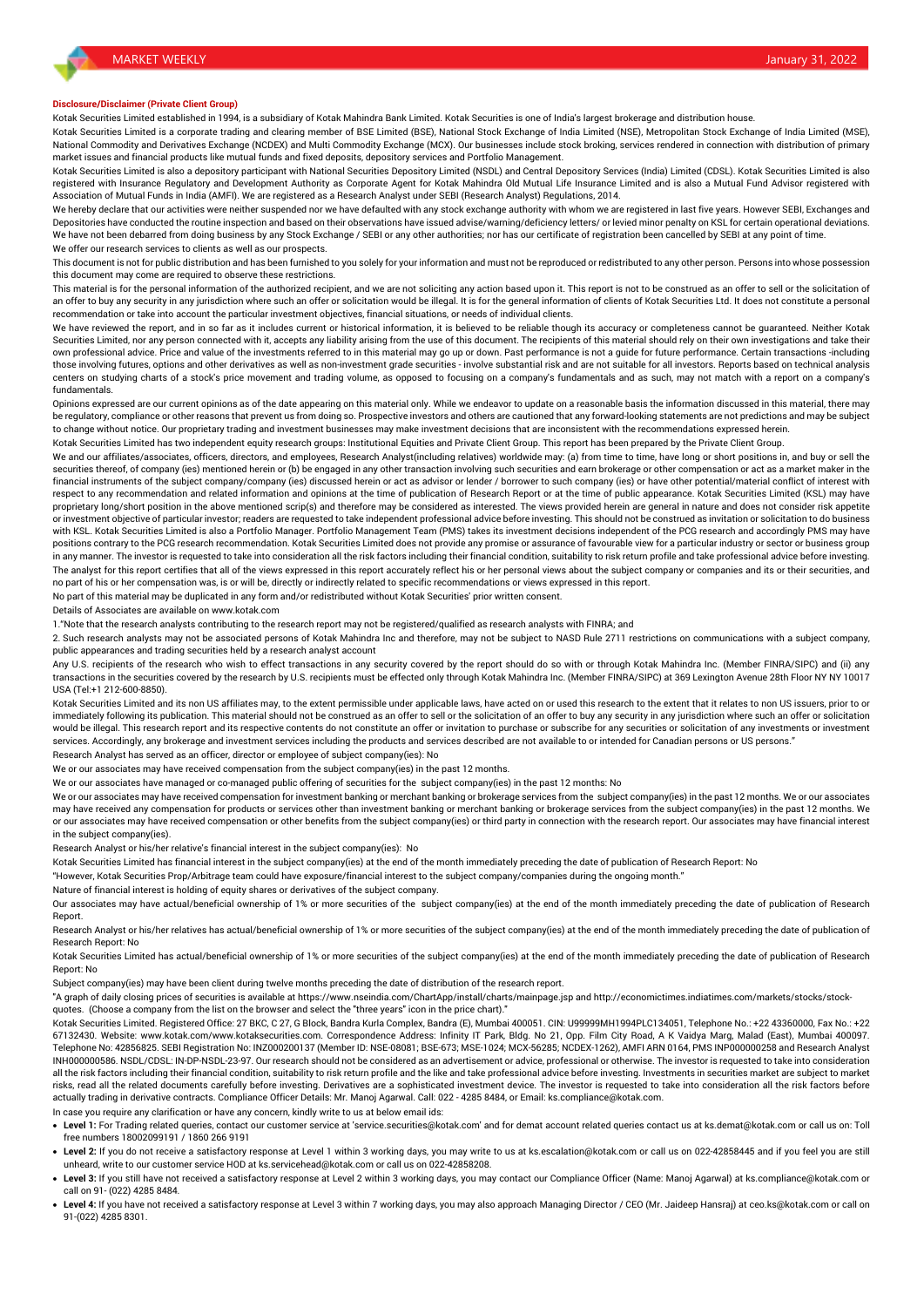**Disclosure/Disclaimer (Private Client Group)**

Kotak Securities Limited established in 1994, is a subsidiary of Kotak Mahindra Bank Limited. Kotak Securities is one of India's largest brokerage and distribution house.

Kotak Securities Limited is a corporate trading and clearing member of BSE Limited (BSE), National Stock Exchange of India Limited (NSE), Metropolitan Stock Exchange of India Limited (MSE), National Commodity and Derivatives Exchange (NCDEX) and Multi Commodity Exchange (MCX). Our businesses include stock broking, services rendered in connection with distribution of primary market issues and financial products like mutual funds and fixed deposits, depository services and Portfolio Management.

Kotak Securities Limited is also a depository participant with National Securities Depository Limited (NSDL) and Central Depository Services (India) Limited (CDSL). Kotak Securities Limited is also registered with Insurance Regulatory and Development Authority as Corporate Agent for Kotak Mahindra Old Mutual Life Insurance Limited and is also a Mutual Fund Advisor registered with Association of Mutual Funds in India (AMFI). We are registered as a Research Analyst under SEBI (Research Analyst) Regulations, 2014.

We hereby declare that our activities were neither suspended nor we have defaulted with any stock exchange authority with whom we are registered in last five years. However SEBI, Exchanges and Depositories have conducted the routine inspection and based on their observations have issued advise/warning/deficiency letters/ or levied minor penalty on KSL for certain operational deviations. We have not been debarred from doing business by any Stock Exchange / SEBI or any other authorities; nor has our certificate of registration been cancelled by SEBI at any point of time.

We offer our research services to clients as well as our prospects.

This document is not for public distribution and has been furnished to you solely for your information and must not be reproduced or redistributed to any other person. Persons into whose possession this document may come are required to observe these restrictions.

This material is for the personal information of the authorized recipient, and we are not soliciting any action based upon it. This report is not to be construed as an offer to sell or the solicitation of an offer to buy any security in any jurisdiction where such an offer or solicitation would be illegal. It is for the general information of clients of Kotak Securities Ltd. It does not constitute a personal recommendation or take into account the particular investment objectives, financial situations, or needs of individual clients.

We have reviewed the report, and in so far as it includes current or historical information, it is believed to be reliable though its accuracy or completeness cannot be guaranteed. Neither Kotak Securities Limited, nor any person connected with it, accepts any liability arising from the use of this document. The recipients of this material should rely on their own investigations and take their own professional advice. Price and value of the investments referred to in this material may go up or down. Past performance is not a guide for future performance. Certain transactions -including those involving futures, options and other derivatives as well as non-investment grade securities - involve substantial risk and are not suitable for all investors. Reports based on technical analysis centers on studying charts of a stock's price movement and trading volume, as opposed to focusing on a company's fundamentals and as such, may not match with a report on a company's fundamentals.

Opinions expressed are our current opinions as of the date appearing on this material only. While we endeavor to update on a reasonable basis the information discussed in this material, there may be regulatory, compliance or other reasons that prevent us from doing so. Prospective investors and others are cautioned that any forward-looking statements are not predictions and may be subject to change without notice. Our proprietary trading and investment businesses may make investment decisions that are inconsistent with the recommendations expressed herein.

Kotak Securities Limited has two independent equity research groups: Institutional Equities and Private Client Group. This report has been prepared by the Private Client Group.

We and our affiliates/associates, officers, directors, and employees, Research Analyst(including relatives) worldwide may: (a) from time to time, have long or short positions in, and buy or sell the securities thereof, of company (ies) mentioned herein or (b) be engaged in any other transaction involving such securities and earn brokerage or other compensation or act as a market maker in the financial instruments of the subject company/company (ies) discussed herein or act as advisor or lender / borrower to such company (ies) or have other potential/material conflict of interest with respect to any recommendation and related information and opinions at the time of publication of Research Report or at the time of public appearance. Kotak Securities Limited (KSL) may have proprietary long/short position in the above mentioned scrip(s) and therefore may be considered as interested. The views provided herein are general in nature and does not consider risk appetite or investment objective of particular investor; readers are requested to take independent professional advice before investing. This should not be construed as invitation or solicitation to do business with KSL. Kotak Securities Limited is also a Portfolio Manager. Portfolio Management Team (PMS) takes its investment decisions independent of the PCG research and accordingly PMS may have positions contrary to the PCG research recommendation. Kotak Securities Limited does not provide any promise or assurance of favourable view for a particular industry or sector or business group in any manner. The investor is requested to take into consideration all the risk factors including their financial condition, suitability to risk return profile and take professional advice before investing.

The analyst for this report certifies that all of the views expressed in this report accurately reflect his or her personal views about the subject company or companies and its or their securities, and no part of his or her compensation was, is or will be, directly or indirectly related to specific recommendations or views expressed in this report.

No part of this material may be duplicated in any form and/or redistributed without Kotak Securities' prior written consent.

Details of Associates are available on www.kotak.com

1."Note that the research analysts contributing to the research report may not be registered/qualified as research analysts with FINRA; and

2. Such research analysts may not be associated persons of Kotak Mahindra Inc and therefore, may not be subject to NASD Rule 2711 restrictions on communications with a subject company, public appearances and trading securities held by a research analyst account

Any U.S. recipients of the research who wish to effect transactions in any security covered by the report should do so with or through Kotak Mahindra Inc. (Member FINRA/SIPC) and (ii) any transactions in the securities covered by the research by U.S. recipients must be effected only through Kotak Mahindra Inc. (Member FINRA/SIPC) at 369 Lexington Avenue 28th Floor NY NY 10017 USA (Tel:+1 212-600-8850).

Kotak Securities Limited and its non US affiliates may, to the extent permissible under applicable laws, have acted on or used this research to the extent that it relates to non US issuers, prior to or immediately following its publication. This material should not be construed as an offer to sell or the solicitation of an offer to buy any security in any jurisdiction where such an offer or solicitation would be illegal. This research report and its respective contents do not constitute an offer or invitation to purchase or subscribe for any securities or solicitation of any investments or investment services. Accordingly, any brokerage and investment services including the products and services described are not available to or intended for Canadian persons or US persons."

Research Analyst has served as an officer, director or employee of subject company(ies): No

We or our associates may have received compensation from the subject company(ies) in the past 12 months.

We or our associates have managed or co-managed public offering of securities for the subject company(ies) in the past 12 months: No

We or our associates may have received compensation for investment banking or merchant banking or brokerage services from the subject company(ies) in the past 12 months. We or our associates may have received any compensation for products or services other than investment banking or merchant banking or brokerage services from the subject company(ies) in the past 12 months. We or our associates may have received compensation or other benefits from the subject company(ies) or third party in connection with the research report. Our associates may have financial interest in the subject company(ies).

Research Analyst or his/her relative's financial interest in the subject company(ies): No

Kotak Securities Limited has financial interest in the subject company(ies) at the end of the month immediately preceding the date of publication of Research Report: No

"However, Kotak Securities Prop/Arbitrage team could have exposure/financial interest to the subject company/companies during the ongoing month."

Nature of financial interest is holding of equity shares or derivatives of the subject company.

Our associates may have actual/beneficial ownership of 1% or more securities of the subject company(ies) at the end of the month immediately preceding the date of publication of Research Report.

Research Analyst or his/her relatives has actual/beneficial ownership of 1% or more securities of the subject company(ies) at the end of the month immediately preceding the date of publication of Research Report: No

Kotak Securities Limited has actual/beneficial ownership of 1% or more securities of the subject company(ies) at the end of the month immediately preceding the date of publication of Research Report: No

Subject company(ies) may have been client during twelve months preceding the date of distribution of the research report.

"A graph of daily closing prices of securities is available at https://www.nseindia.com/ChartApp/install/charts/mainpage.jsp and http://economictimes.indiatimes.com/markets/stocks/stock-quotes. (Choose a company from the list on the browser and select the "three years" icon in the price chart)."

Kotak Securities Limited. Registered Office: 27 BKC, C 27, G Block, Bandra Kurla Complex, Bandra (E), Mumbai 400051. CIN: U99999MH1994PLC134051, Telephone No.: +22 43360000, Fax No.: +22 67132430. Website: www.kotak.com/www.kotaksecurities.com. Correspondence Address: Infinity IT Park, Bldg. No 21, Opp. Film City Road, A K Vaidya Marg, Malad (East), Mumbai 400097. Telephone No: 42856825. SEBI Registration No: INZ000200137 (Member ID: NSE-08081; BSE-673; MSE-1024; MCX-56285; NCDEX-1262), AMFI ARN 0164, PMS INP000000258 and Research Analyst INH000000586. NSDL/CDSL: IN-DP-NSDL-23-97. Our research should not be considered as an advertisement or advice, professional or otherwise. The investor is requested to take into consideration all the risk factors including their financial condition, suitability to risk return profile and the like and take professional advice before investing. Investments in securities market are subject to market risks, read all the related documents carefully before investing. Derivatives are a sophisticated investment device. The investor is requested to take into consideration all the risk factors before actually trading in derivative contracts. Compliance Officer Details: Mr. Manoj Agarwal. Call: 022 - 4285 8484, or Email: ks.compliance@kotak.com.

In case you require any clarification or have any concern, kindly write to us at below email ids:

- **Level 1:** For Trading related queries, contact our customer service at 'service.securities@kotak.com' and for demat account related queries contact us at ks.demat@kotak.com or call us on: Toll free numbers 18002099191 / 1860 266 9191
- **Level 2:** If you do not receive a satisfactory response at Level 1 within 3 working days, you may write to us at ks.escalation@kotak.com or call us on 022-42858445 and if you feel you are still unheard, write to our customer service HOD at ks.servicehead@kotak.com or call us on 022-42858208.
- **Level 3:** If you still have not received a satisfactory response at Level 2 within 3 working days, you may contact our Compliance Officer (Name: Manoj Agarwal) at ks.compliance@kotak.com or call on 91- (022) 4285 8484.
- **Level 4:** If you have not received a satisfactory response at Level 3 within 7 working days, you may also approach Managing Director / CEO (Mr. Jaideep Hansraj) at ceo.ks@kotak.com or call on 91-(022) 4285 8301.